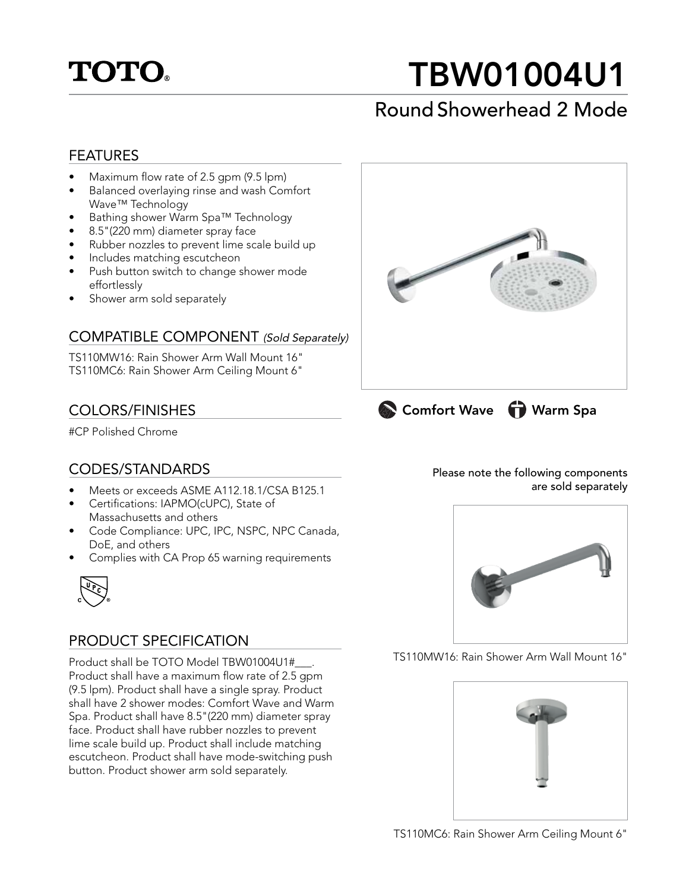# TOTO®

# TBW01004U1

## Round Showerhead 2 Mode

### FEATURES

- Maximum flow rate of 2.5 gpm (9.5 lpm)
- Balanced overlaying rinse and wash Comfort Wave™ Technology
- Bathing shower Warm Spa™ Technology
- 8.5"(220 mm) diameter spray face
- Rubber nozzles to prevent lime scale build up
- Includes matching escutcheon
- Push button switch to change shower mode effortlessly
- Shower arm sold separately

### COMPATIBLE COMPONENT *(Sold Separately)*

TS110MW16: Rain Shower Arm Wall Mount 16"
TS110MC6: Rain Shower Arm Ceiling Mount 6"

### COLORS/FINISHES

#CP Polished Chrome

### CODES/STANDARDS

- Meets or exceeds ASME A112.18.1/CSA B125.1
- Certifications: IAPMO(cUPC), State of Massachusetts and others
- Code Compliance: UPC, IPC, NSPC, NPC Canada, DoE, and others
- Complies with CA Prop 65 warning requirements

### PRODUCT SPECIFICATION

Product shall be TOTO Model TBW01004U1#___. Product shall have a maximum flow rate of 2.5 gpm (9.5 lpm). Product shall have a single spray. Product shall have 2 shower modes: Comfort Wave and Warm Spa. Product shall have 8.5"(220 mm) diameter spray face. Product shall have rubber nozzles to prevent lime scale build up. Product shall include matching escutcheon. Product shall have mode-switching push button. Product shower arm sold separately.

**Comfort Wave** **Warm Spa**

**Please note the following components are sold separately**

TS110MW16: Rain Shower Arm Wall Mount 16"

TS110MC6: Rain Shower Arm Ceiling Mount 6"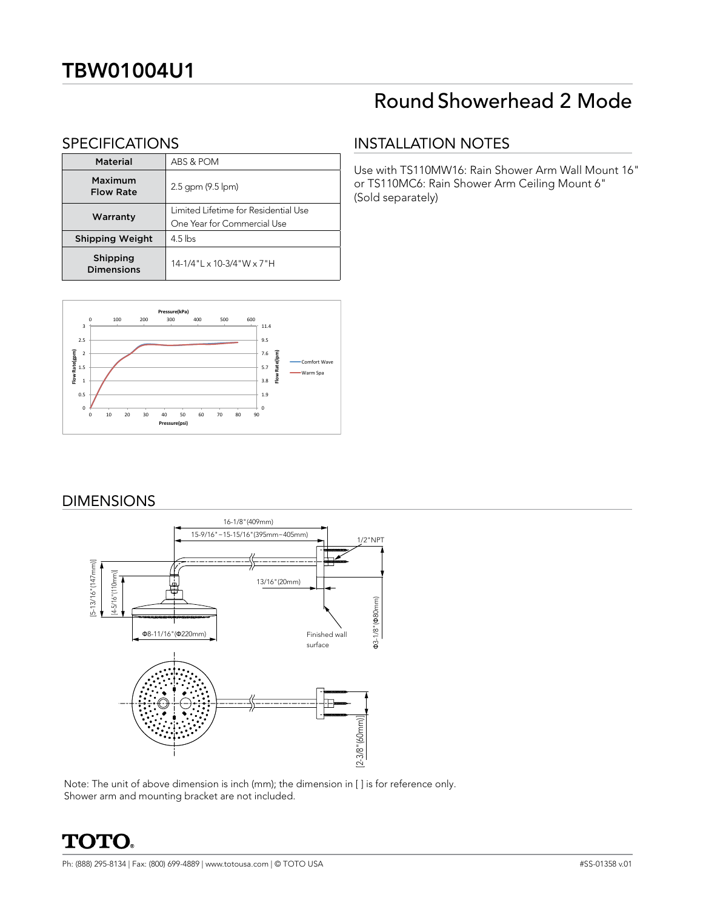# TBW01004U1

## Round Showerhead 2 Mode

## SPECIFICATIONS

| | |
|---|---|
| **Material** | ABS & POM |
| **Maximum Flow Rate** | 2.5 gpm (9.5 lpm) |
| **Warranty** | Limited Lifetime for Residential Use<br>One Year for Commercial Use |
| **Shipping Weight** | 4.5 lbs |
| **Shipping Dimensions** | 14-1/4"L x 10-3/4"W x 7"H |

Pressure(kPa)
0 100 200 300 400 500 600
Flow Rate(gpm)
3 2.5 2 1.5 1 0.5 0
Flow Rate(lpm)
11.4 9.5 7.6 5.7 3.8 1.9 0
Pressure(psi)
0 10 20 30 40 50 60 70 80 90
Comfort Wave
Warm Spa

## INSTALLATION NOTES

Use with TS110MW16: Rain Shower Arm Wall Mount 16" or TS110MC6: Rain Shower Arm Ceiling Mount 6" (Sold separately)

## DIMENSIONS

16-1/8"(409mm)
15-9/16"~15-15/16"(395mm~405mm)
1/2"NPT
[5-13/16"(147mm)]
[4-5/16"(110mm)]
13/16"(20mm)
Φ3-1/8"(Φ80mm)
Φ8-11/16"(Φ220mm)
Finished wall surface
[2-3/8"(60mm)]

Note: The unit of above dimension is inch (mm); the dimension in [ ] is for reference only.
Shower arm and mounting bracket are not included.

TOTO

Ph: (888) 295-8134 | Fax: (800) 699-4889 | www.totousa.com | © TOTO USA

#SS-01358 v.01